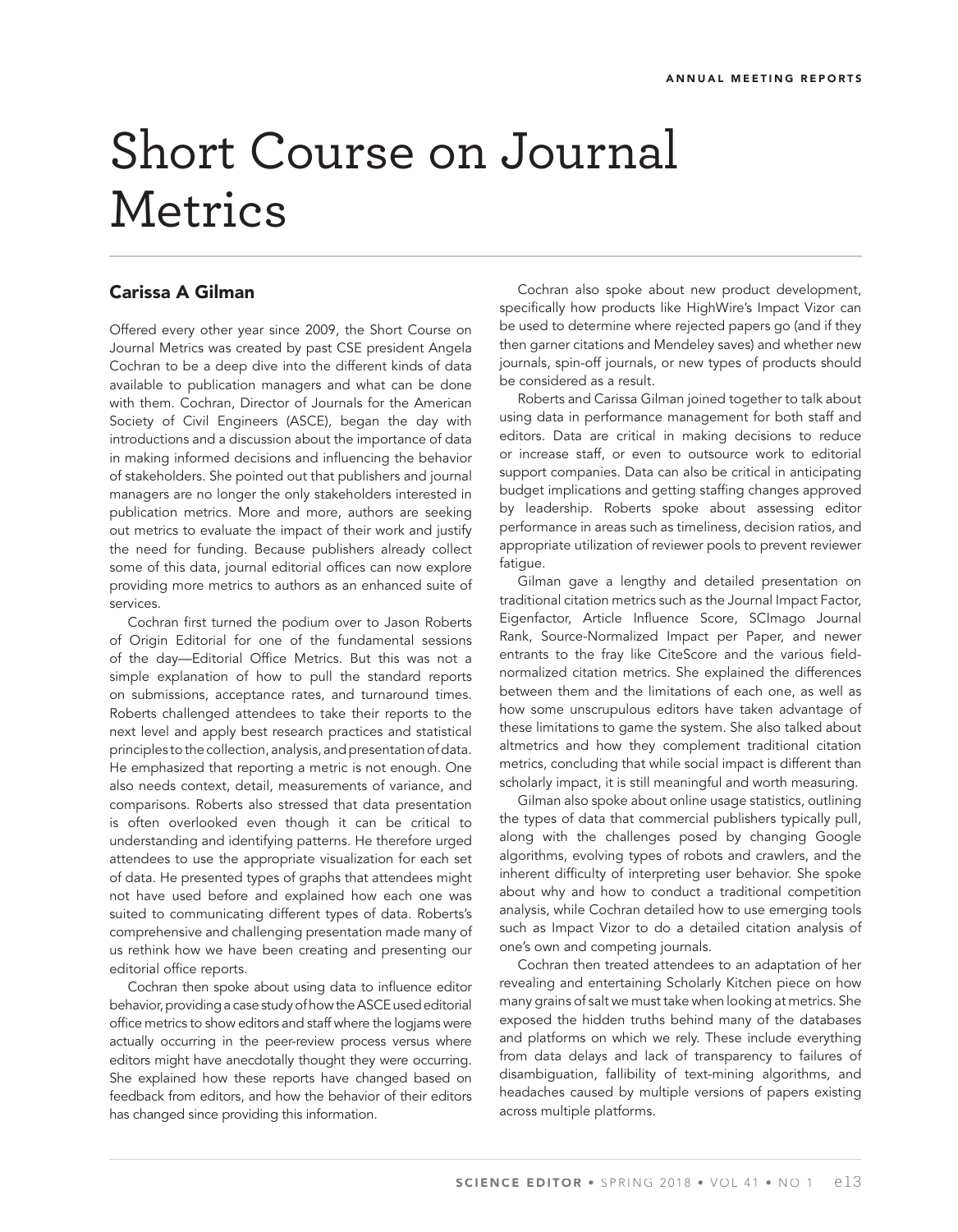# Short Course on Journal Metrics

**Carissa A Gilman**

Offered every other year since 2009, the Short Course on Journal Metrics was created by past CSE president Angela Cochran to be a deep dive into the different kinds of data available to publication managers and what can be done with them. Cochran, Director of Journals for the American Society of Civil Engineers (ASCE), began the day with introductions and a discussion about the importance of data in making informed decisions and influencing the behavior of stakeholders. She pointed out that publishers and journal managers are no longer the only stakeholders interested in publication metrics. More and more, authors are seeking out metrics to evaluate the impact of their work and justify the need for funding. Because publishers already collect some of this data, journal editorial offices can now explore providing more metrics to authors as an enhanced suite of services.

Cochran first turned the podium over to Jason Roberts of Origin Editorial for one of the fundamental sessions of the day—Editorial Office Metrics. But this was not a simple explanation of how to pull the standard reports on submissions, acceptance rates, and turnaround times. Roberts challenged attendees to take their reports to the next level and apply best research practices and statistical principles to the collection, analysis, and presentation of data. He emphasized that reporting a metric is not enough. One also needs context, detail, measurements of variance, and comparisons. Roberts also stressed that data presentation is often overlooked even though it can be critical to understanding and identifying patterns. He therefore urged attendees to use the appropriate visualization for each set of data. He presented types of graphs that attendees might not have used before and explained how each one was suited to communicating different types of data. Roberts's comprehensive and challenging presentation made many of us rethink how we have been creating and presenting our editorial office reports.

Cochran then spoke about using data to influence editor behavior, providing a case study of how the ASCE used editorial office metrics to show editors and staff where the logjams were actually occurring in the peer-review process versus where editors might have anecdotally thought they were occurring. She explained how these reports have changed based on feedback from editors, and how the behavior of their editors has changed since providing this information.

Cochran also spoke about new product development, specifically how products like HighWire's Impact Vizor can be used to determine where rejected papers go (and if they then garner citations and Mendeley saves) and whether new journals, spin-off journals, or new types of products should be considered as a result.

Roberts and Carissa Gilman joined together to talk about using data in performance management for both staff and editors. Data are critical in making decisions to reduce or increase staff, or even to outsource work to editorial support companies. Data can also be critical in anticipating budget implications and getting staffing changes approved by leadership. Roberts spoke about assessing editor performance in areas such as timeliness, decision ratios, and appropriate utilization of reviewer pools to prevent reviewer fatigue.

Gilman gave a lengthy and detailed presentation on traditional citation metrics such as the Journal Impact Factor, Eigenfactor, Article Influence Score, SCImago Journal Rank, Source-Normalized Impact per Paper, and newer entrants to the fray like CiteScore and the various field-normalized citation metrics. She explained the differences between them and the limitations of each one, as well as how some unscrupulous editors have taken advantage of these limitations to game the system. She also talked about altmetrics and how they complement traditional citation metrics, concluding that while social impact is different than scholarly impact, it is still meaningful and worth measuring.

Gilman also spoke about online usage statistics, outlining the types of data that commercial publishers typically pull, along with the challenges posed by changing Google algorithms, evolving types of robots and crawlers, and the inherent difficulty of interpreting user behavior. She spoke about why and how to conduct a traditional competition analysis, while Cochran detailed how to use emerging tools such as Impact Vizor to do a detailed citation analysis of one's own and competing journals.

Cochran then treated attendees to an adaptation of her revealing and entertaining Scholarly Kitchen piece on how many grains of salt we must take when looking at metrics. She exposed the hidden truths behind many of the databases and platforms on which we rely. These include everything from data delays and lack of transparency to failures of disambiguation, fallibility of text-mining algorithms, and headaches caused by multiple versions of papers existing across multiple platforms.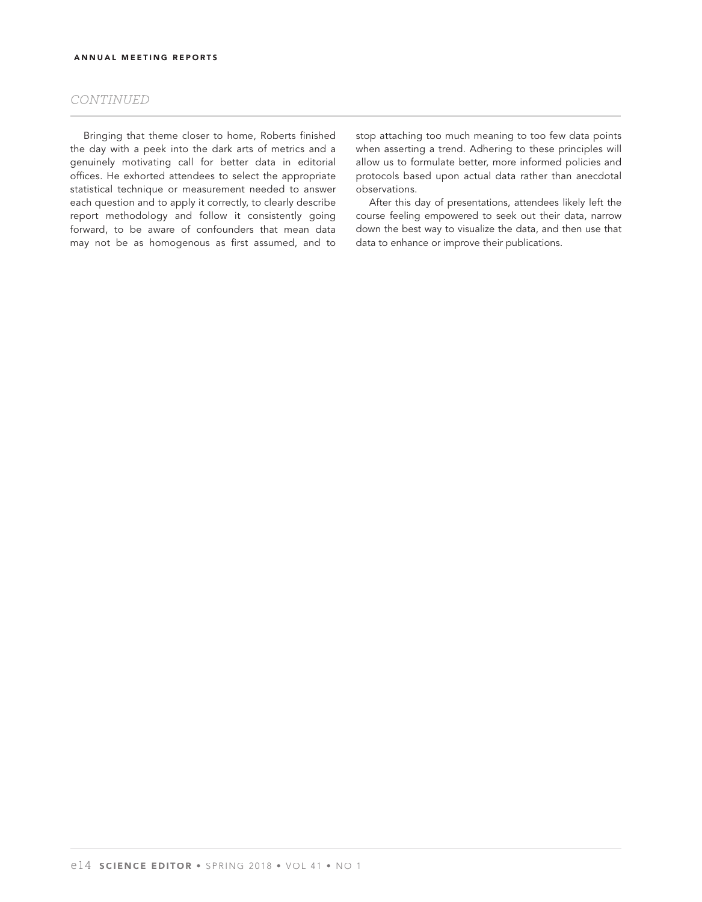*CONTINUED*

Bringing that theme closer to home, Roberts finished the day with a peek into the dark arts of metrics and a genuinely motivating call for better data in editorial offices. He exhorted attendees to select the appropriate statistical technique or measurement needed to answer each question and to apply it correctly, to clearly describe report methodology and follow it consistently going forward, to be aware of confounders that mean data may not be as homogenous as first assumed, and to stop attaching too much meaning to too few data points when asserting a trend. Adhering to these principles will allow us to formulate better, more informed policies and protocols based upon actual data rather than anecdotal observations.

After this day of presentations, attendees likely left the course feeling empowered to seek out their data, narrow down the best way to visualize the data, and then use that data to enhance or improve their publications.